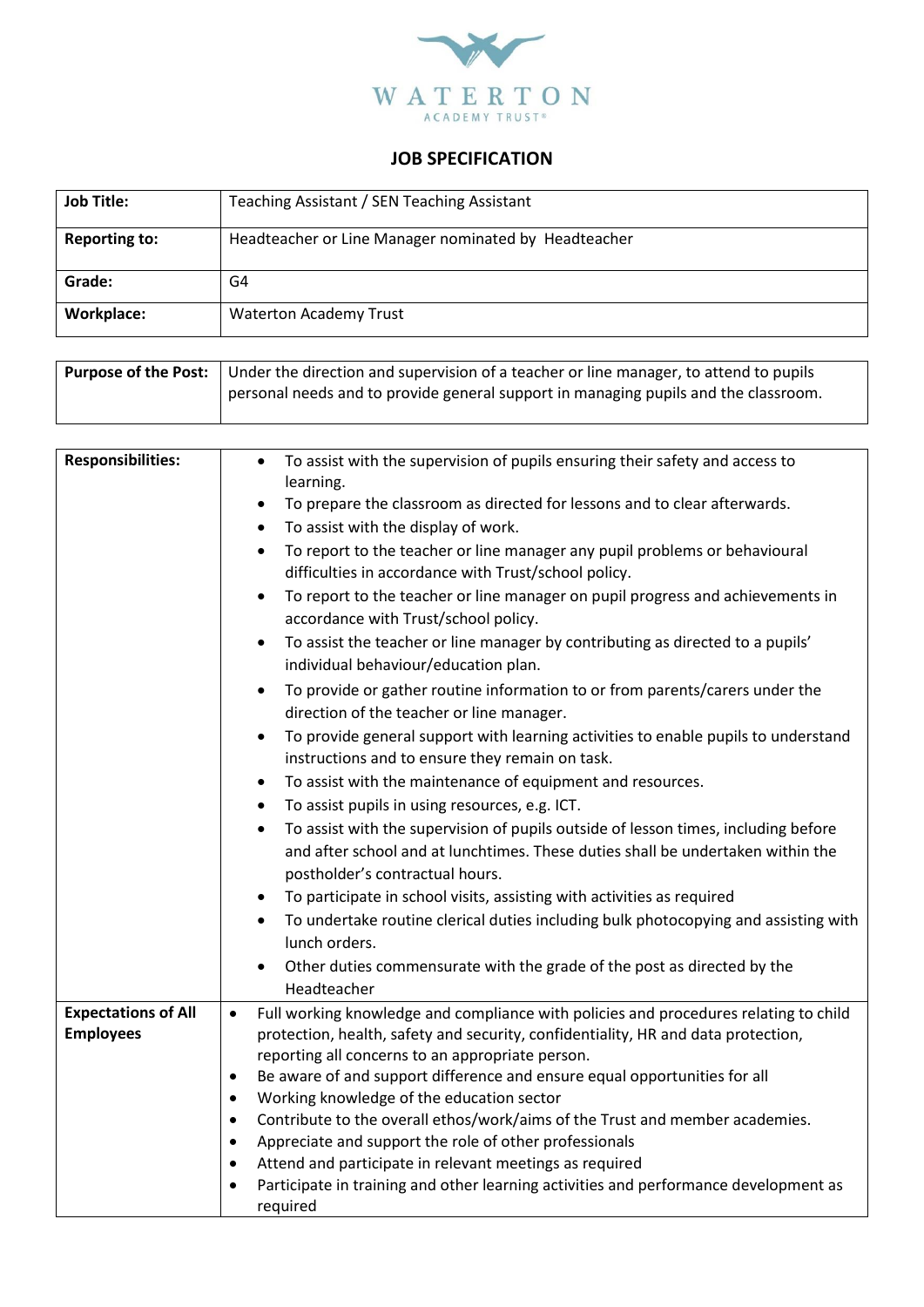WATERTON
ACADEMY TRUST®

# JOB SPECIFICATION

| | |
|---|---|
| **Job Title:** | Teaching Assistant / SEN Teaching Assistant |
| **Reporting to:** | Headteacher or Line Manager nominated by Headteacher |
| **Grade:** | G4 |
| **Workplace:** | Waterton Academy Trust |

| | |
|---|---|
| **Purpose of the Post:** | Under the direction and supervision of a teacher or line manager, to attend to pupils personal needs and to provide general support in managing pupils and the classroom. |

| | |
|---|---|
| **Responsibilities:** | • To assist with the supervision of pupils ensuring their safety and access to learning.<br>• To prepare the classroom as directed for lessons and to clear afterwards.<br>• To assist with the display of work.<br>• To report to the teacher or line manager any pupil problems or behavioural difficulties in accordance with Trust/school policy.<br>• To report to the teacher or line manager on pupil progress and achievements in accordance with Trust/school policy.<br>• To assist the teacher or line manager by contributing as directed to a pupils' individual behaviour/education plan.<br>• To provide or gather routine information to or from parents/carers under the direction of the teacher or line manager.<br>• To provide general support with learning activities to enable pupils to understand instructions and to ensure they remain on task.<br>• To assist with the maintenance of equipment and resources.<br>• To assist pupils in using resources, e.g. ICT.<br>• To assist with the supervision of pupils outside of lesson times, including before and after school and at lunchtimes. These duties shall be undertaken within the postholder's contractual hours.<br>• To participate in school visits, assisting with activities as required<br>• To undertake routine clerical duties including bulk photocopying and assisting with lunch orders.<br>• Other duties commensurate with the grade of the post as directed by the Headteacher |
| **Expectations of All Employees** | • Full working knowledge and compliance with policies and procedures relating to child protection, health, safety and security, confidentiality, HR and data protection, reporting all concerns to an appropriate person.<br>• Be aware of and support difference and ensure equal opportunities for all<br>• Working knowledge of the education sector<br>• Contribute to the overall ethos/work/aims of the Trust and member academies.<br>• Appreciate and support the role of other professionals<br>• Attend and participate in relevant meetings as required<br>• Participate in training and other learning activities and performance development as required |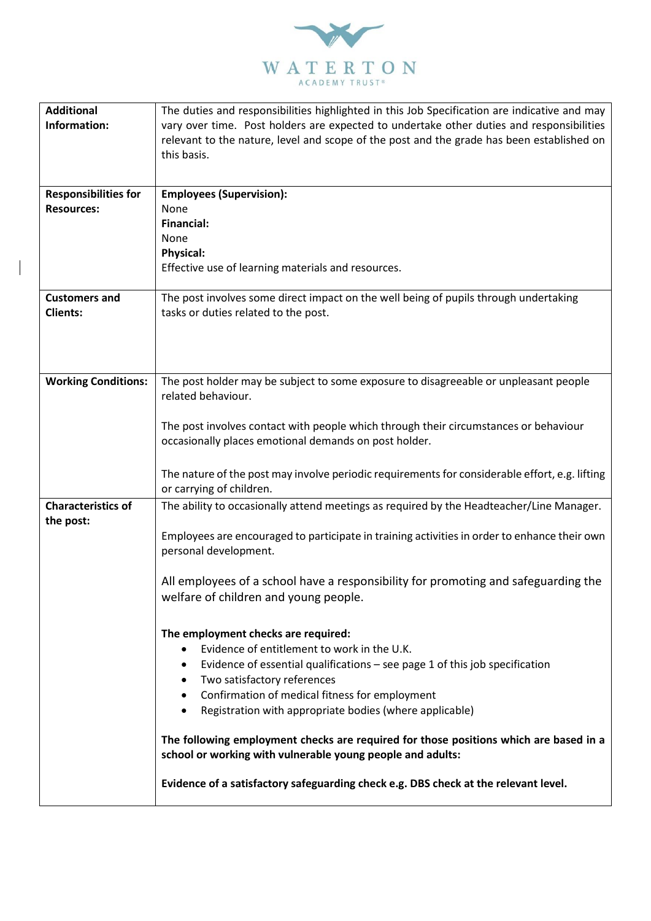WATERTON
ACADEMY TRUST®

| | |
|---|---|
| **Additional Information:** | The duties and responsibilities highlighted in this Job Specification are indicative and may vary over time. Post holders are expected to undertake other duties and responsibilities relevant to the nature, level and scope of the post and the grade has been established on this basis. |
| **Responsibilities for Resources:** | **Employees (Supervision):**<br>None<br>**Financial:**<br>None<br>**Physical:**<br>Effective use of learning materials and resources. |
| **Customers and Clients:** | The post involves some direct impact on the well being of pupils through undertaking tasks or duties related to the post. |
| **Working Conditions:** | The post holder may be subject to some exposure to disagreeable or unpleasant people related behaviour.<br><br>The post involves contact with people which through their circumstances or behaviour occasionally places emotional demands on post holder.<br><br>The nature of the post may involve periodic requirements for considerable effort, e.g. lifting or carrying of children. |
| **Characteristics of the post:** | The ability to occasionally attend meetings as required by the Headteacher/Line Manager.<br><br>Employees are encouraged to participate in training activities in order to enhance their own personal development.<br><br>All employees of a school have a responsibility for promoting and safeguarding the welfare of children and young people.<br><br>**The employment checks are required:**<br>• Evidence of entitlement to work in the U.K.<br>• Evidence of essential qualifications – see page 1 of this job specification<br>• Two satisfactory references<br>• Confirmation of medical fitness for employment<br>• Registration with appropriate bodies (where applicable)<br><br>**The following employment checks are required for those positions which are based in a school or working with vulnerable young people and adults:**<br><br>**Evidence of a satisfactory safeguarding check e.g. DBS check at the relevant level.** |